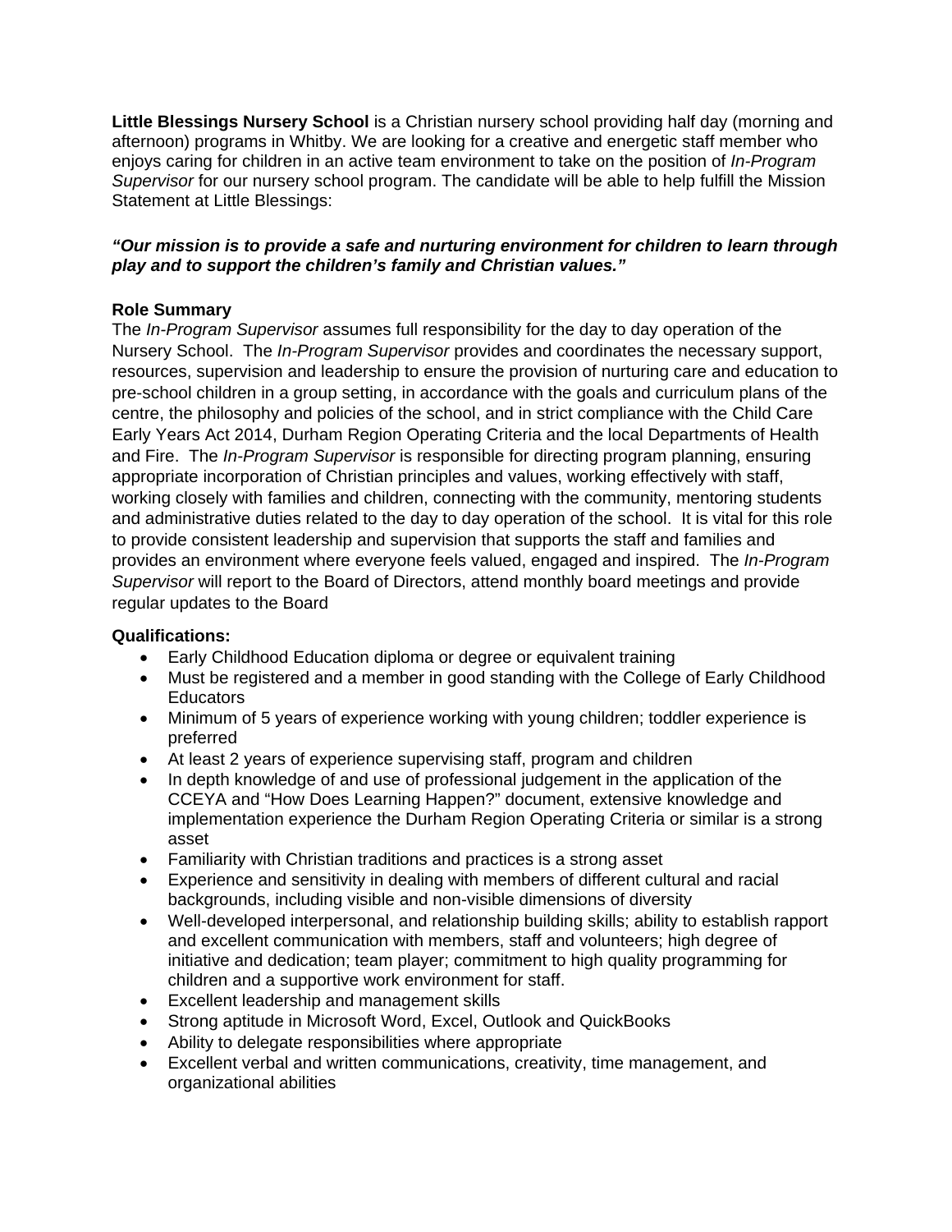**Little Blessings Nursery School** is a Christian nursery school providing half day (morning and afternoon) programs in Whitby. We are looking for a creative and energetic staff member who enjoys caring for children in an active team environment to take on the position of *In-Program Supervisor* for our nursery school program. The candidate will be able to help fulfill the Mission Statement at Little Blessings:

***"Our mission is to provide a safe and nurturing environment for children to learn through play and to support the children's family and Christian values."***

**Role Summary**

The *In-Program Supervisor* assumes full responsibility for the day to day operation of the Nursery School. The *In-Program Supervisor* provides and coordinates the necessary support, resources, supervision and leadership to ensure the provision of nurturing care and education to pre-school children in a group setting, in accordance with the goals and curriculum plans of the centre, the philosophy and policies of the school, and in strict compliance with the Child Care Early Years Act 2014, Durham Region Operating Criteria and the local Departments of Health and Fire. The *In-Program Supervisor* is responsible for directing program planning, ensuring appropriate incorporation of Christian principles and values, working effectively with staff, working closely with families and children, connecting with the community, mentoring students and administrative duties related to the day to day operation of the school. It is vital for this role to provide consistent leadership and supervision that supports the staff and families and provides an environment where everyone feels valued, engaged and inspired. The *In-Program Supervisor* will report to the Board of Directors, attend monthly board meetings and provide regular updates to the Board

**Qualifications:**

- Early Childhood Education diploma or degree or equivalent training
- Must be registered and a member in good standing with the College of Early Childhood Educators
- Minimum of 5 years of experience working with young children; toddler experience is preferred
- At least 2 years of experience supervising staff, program and children
- In depth knowledge of and use of professional judgement in the application of the CCEYA and "How Does Learning Happen?" document, extensive knowledge and implementation experience the Durham Region Operating Criteria or similar is a strong asset
- Familiarity with Christian traditions and practices is a strong asset
- Experience and sensitivity in dealing with members of different cultural and racial backgrounds, including visible and non-visible dimensions of diversity
- Well-developed interpersonal, and relationship building skills; ability to establish rapport and excellent communication with members, staff and volunteers; high degree of initiative and dedication; team player; commitment to high quality programming for children and a supportive work environment for staff.
- Excellent leadership and management skills
- Strong aptitude in Microsoft Word, Excel, Outlook and QuickBooks
- Ability to delegate responsibilities where appropriate
- Excellent verbal and written communications, creativity, time management, and organizational abilities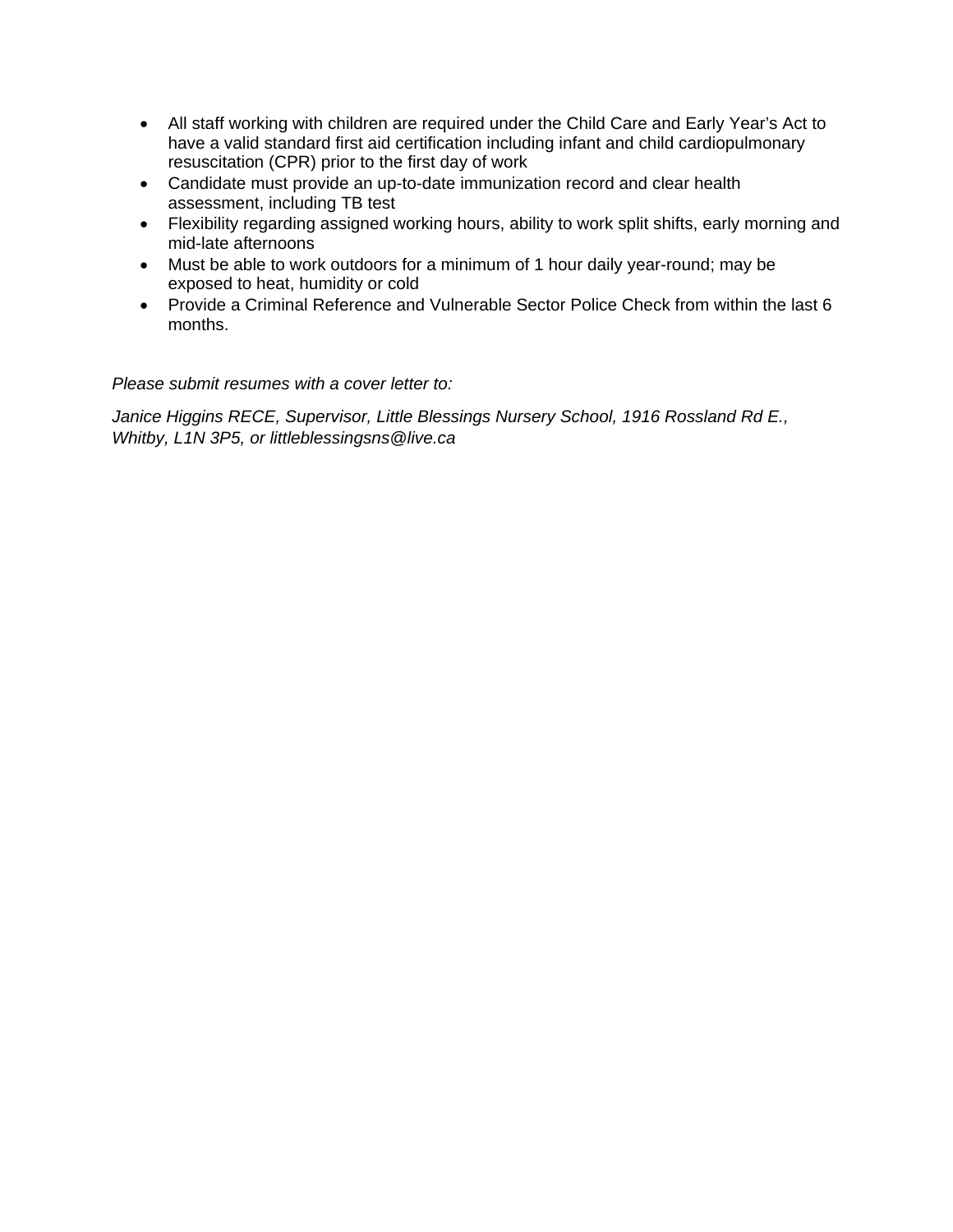- All staff working with children are required under the Child Care and Early Year's Act to have a valid standard first aid certification including infant and child cardiopulmonary resuscitation (CPR) prior to the first day of work
- Candidate must provide an up-to-date immunization record and clear health assessment, including TB test
- Flexibility regarding assigned working hours, ability to work split shifts, early morning and mid-late afternoons
- Must be able to work outdoors for a minimum of 1 hour daily year-round; may be exposed to heat, humidity or cold
- Provide a Criminal Reference and Vulnerable Sector Police Check from within the last 6 months.

*Please submit resumes with a cover letter to:*

*Janice Higgins RECE, Supervisor, Little Blessings Nursery School, 1916 Rossland Rd E., Whitby, L1N 3P5, or littleblessingsns@live.ca*